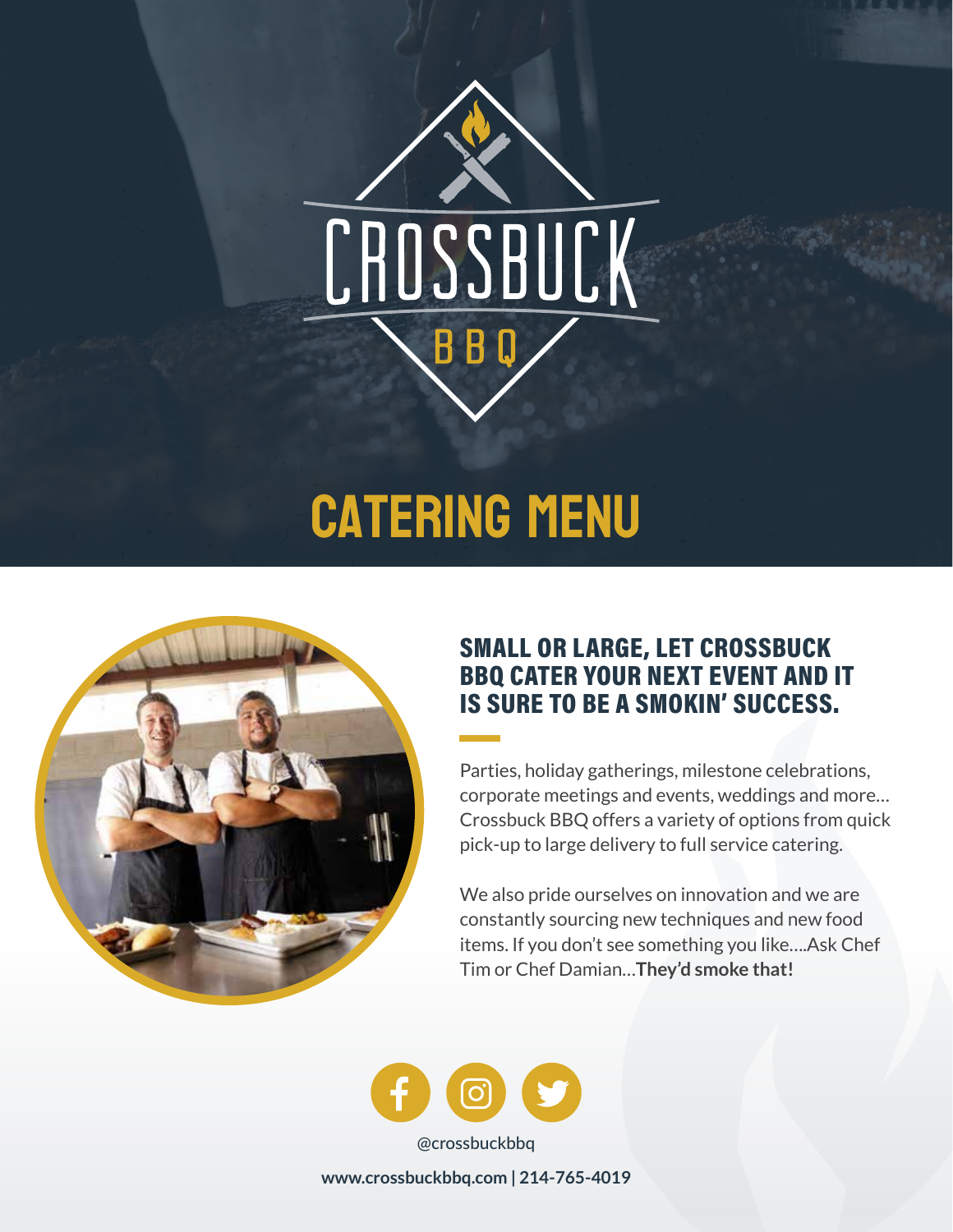# CROSSBUCK BBQ

# CATERING MENU

## SMALL OR LARGE, LET CROSSBUCK BBQ CATER YOUR NEXT EVENT AND IT IS SURE TO BE A SMOKIN' SUCCESS.

Parties, holiday gatherings, milestone celebrations, corporate meetings and events, weddings and more… Crossbuck BBQ offers a variety of options from quick pick-up to large delivery to full service catering.

We also pride ourselves on innovation and we are constantly sourcing new techniques and new food items. If you don't see something you like….Ask Chef Tim or Chef Damian…**They'd smoke that!**

@crossbuckbbq

**www.crossbuckbbq.com | 214-765-4019**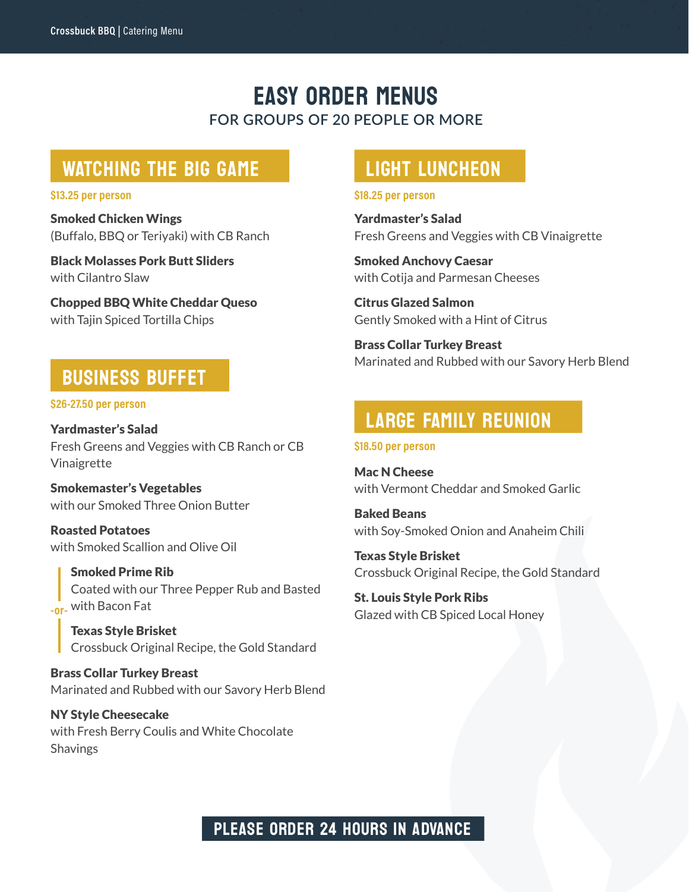# EASY ORDER MENUS

FOR GROUPS OF 20 PEOPLE OR MORE

## WATCHING THE BIG GAME

**$13.25 per person**

**Smoked Chicken Wings**
(Buffalo, BBQ or Teriyaki) with CB Ranch

**Black Molasses Pork Butt Sliders**
with Cilantro Slaw

**Chopped BBQ White Cheddar Queso**
with Tajin Spiced Tortilla Chips

## BUSINESS BUFFET

**$26-27.50 per person**

**Yardmaster's Salad**
Fresh Greens and Veggies with CB Ranch or CB Vinaigrette

**Smokemaster's Vegetables**
with our Smoked Three Onion Butter

**Roasted Potatoes**
with Smoked Scallion and Olive Oil

**Smoked Prime Rib**
Coated with our Three Pepper Rub and Basted with Bacon Fat

-or-

**Texas Style Brisket**
Crossbuck Original Recipe, the Gold Standard

**Brass Collar Turkey Breast**
Marinated and Rubbed with our Savory Herb Blend

**NY Style Cheesecake**
with Fresh Berry Coulis and White Chocolate Shavings

## LIGHT LUNCHEON

**$18.25 per person**

**Yardmaster's Salad**
Fresh Greens and Veggies with CB Vinaigrette

**Smoked Anchovy Caesar**
with Cotija and Parmesan Cheeses

**Citrus Glazed Salmon**
Gently Smoked with a Hint of Citrus

**Brass Collar Turkey Breast**
Marinated and Rubbed with our Savory Herb Blend

## LARGE FAMILY REUNION

**$18.50 per person**

**Mac N Cheese**
with Vermont Cheddar and Smoked Garlic

**Baked Beans**
with Soy-Smoked Onion and Anaheim Chili

**Texas Style Brisket**
Crossbuck Original Recipe, the Gold Standard

**St. Louis Style Pork Ribs**
Glazed with CB Spiced Local Honey

**PLEASE ORDER 24 HOURS IN ADVANCE**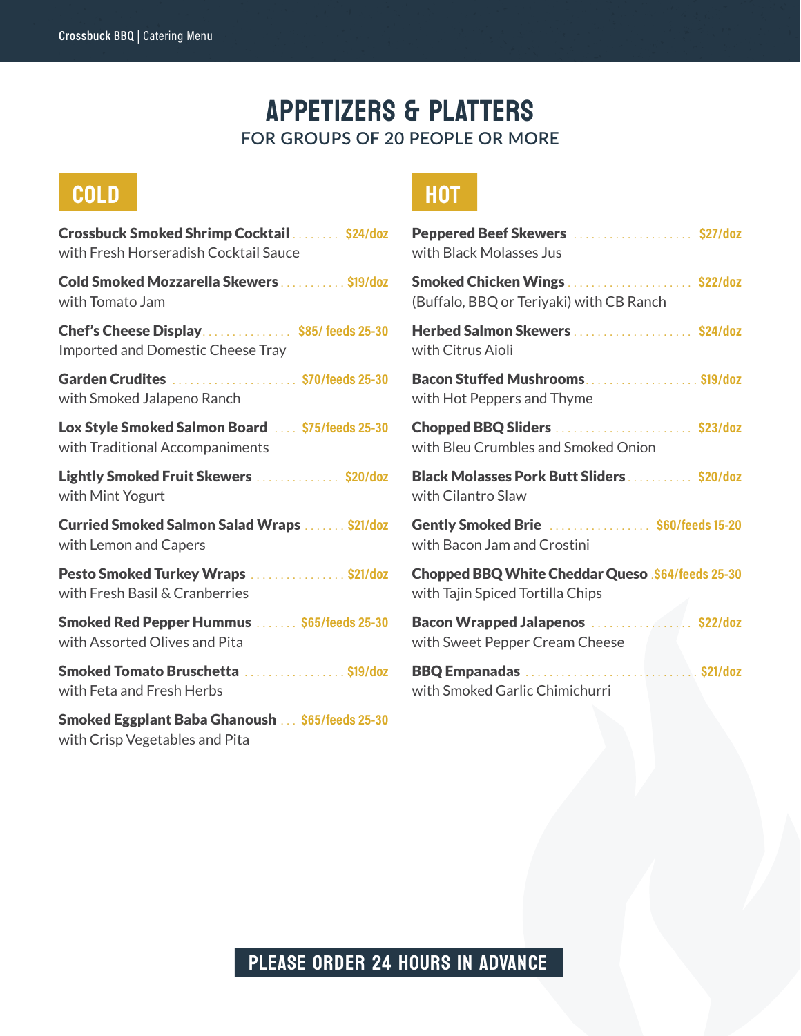# APPETIZERS & PLATTERS

FOR GROUPS OF 20 PEOPLE OR MORE

## COLD

**Crossbuck Smoked Shrimp Cocktail** ........ $24/doz
with Fresh Horseradish Cocktail Sauce

**Cold Smoked Mozzarella Skewers** ........... $19/doz
with Tomato Jam

**Chef's Cheese Display** ............... $85/ feeds 25-30
Imported and Domestic Cheese Tray

**Garden Crudites** ..................... $70/feeds 25-30
with Smoked Jalapeno Ranch

**Lox Style Smoked Salmon Board** .... $75/feeds 25-30
with Traditional Accompaniments

**Lightly Smoked Fruit Skewers** .............. $20/doz
with Mint Yogurt

**Curried Smoked Salmon Salad Wraps** ....... $21/doz
with Lemon and Capers

**Pesto Smoked Turkey Wraps** ................ $21/doz
with Fresh Basil & Cranberries

**Smoked Red Pepper Hummus** ....... $65/feeds 25-30
with Assorted Olives and Pita

**Smoked Tomato Bruschetta** ................. $19/doz
with Feta and Fresh Herbs

**Smoked Eggplant Baba Ghanoush** ... $65/feeds 25-30
with Crisp Vegetables and Pita

## HOT

**Peppered Beef Skewers** .................... $27/doz
with Black Molasses Jus

**Smoked Chicken Wings** ..................... $22/doz
(Buffalo, BBQ or Teriyaki) with CB Ranch

**Herbed Salmon Skewers** .................... $24/doz
with Citrus Aioli

**Bacon Stuffed Mushrooms** .................. $19/doz
with Hot Peppers and Thyme

**Chopped BBQ Sliders** ....................... $23/doz
with Bleu Crumbles and Smoked Onion

**Black Molasses Pork Butt Sliders** ........... $20/doz
with Cilantro Slaw

**Gently Smoked Brie** ................. $60/feeds 15-20
with Bacon Jam and Crostini

**Chopped BBQ White Cheddar Queso** .$64/feeds 25-30
with Tajin Spiced Tortilla Chips

**Bacon Wrapped Jalapenos** ................. $22/doz
with Sweet Pepper Cream Cheese

**BBQ Empanadas** ............................. $21/doz
with Smoked Garlic Chimichurri

**PLEASE ORDER 24 HOURS IN ADVANCE**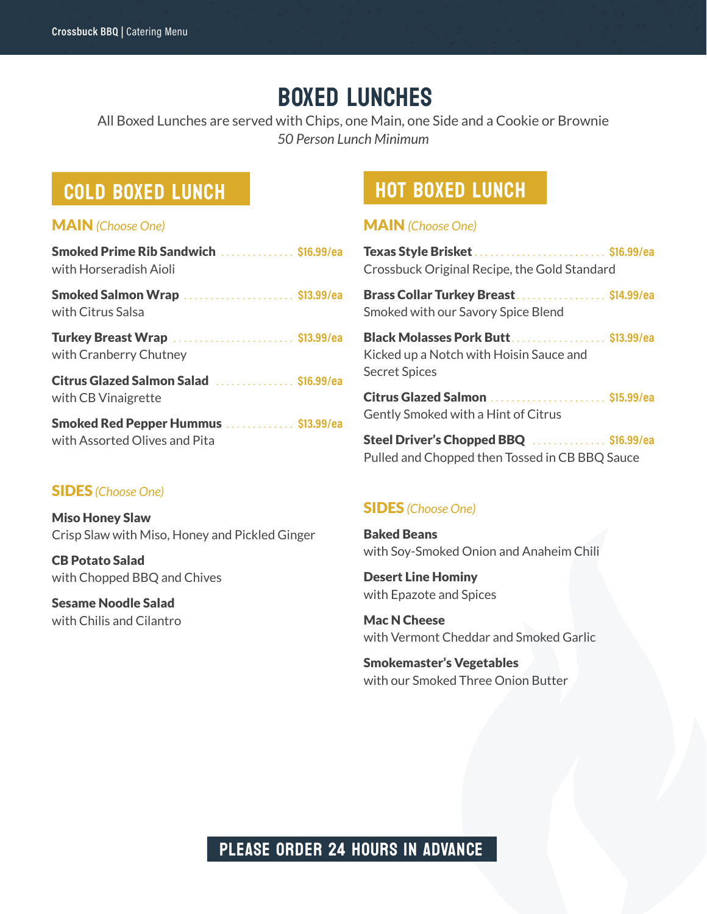# BOXED LUNCHES

All Boxed Lunches are served with Chips, one Main, one Side and a Cookie or Brownie
*50 Person Lunch Minimum*

## COLD BOXED LUNCH

### MAIN *(Choose One)*

**Smoked Prime Rib Sandwich** .............. **$16.99/ea**
with Horseradish Aioli

**Smoked Salmon Wrap** .............. **$13.99/ea**
with Citrus Salsa

**Turkey Breast Wrap** .............. **$13.99/ea**
with Cranberry Chutney

**Citrus Glazed Salmon Salad** .............. **$16.99/ea**
with CB Vinaigrette

**Smoked Red Pepper Hummus** .............. **$13.99/ea**
with Assorted Olives and Pita

### SIDES *(Choose One)*

**Miso Honey Slaw**
Crisp Slaw with Miso, Honey and Pickled Ginger

**CB Potato Salad**
with Chopped BBQ and Chives

**Sesame Noodle Salad**
with Chilis and Cilantro

## HOT BOXED LUNCH

### MAIN *(Choose One)*

**Texas Style Brisket** .............. **$16.99/ea**
Crossbuck Original Recipe, the Gold Standard

**Brass Collar Turkey Breast** .............. **$14.99/ea**
Smoked with our Savory Spice Blend

**Black Molasses Pork Butt** .............. **$13.99/ea**
Kicked up a Notch with Hoisin Sauce and Secret Spices

**Citrus Glazed Salmon** .............. **$15.99/ea**
Gently Smoked with a Hint of Citrus

**Steel Driver's Chopped BBQ** .............. **$16.99/ea**
Pulled and Chopped then Tossed in CB BBQ Sauce

### SIDES *(Choose One)*

**Baked Beans**
with Soy-Smoked Onion and Anaheim Chili

**Desert Line Hominy**
with Epazote and Spices

**Mac N Cheese**
with Vermont Cheddar and Smoked Garlic

**Smokemaster's Vegetables**
with our Smoked Three Onion Butter

**PLEASE ORDER 24 HOURS IN ADVANCE**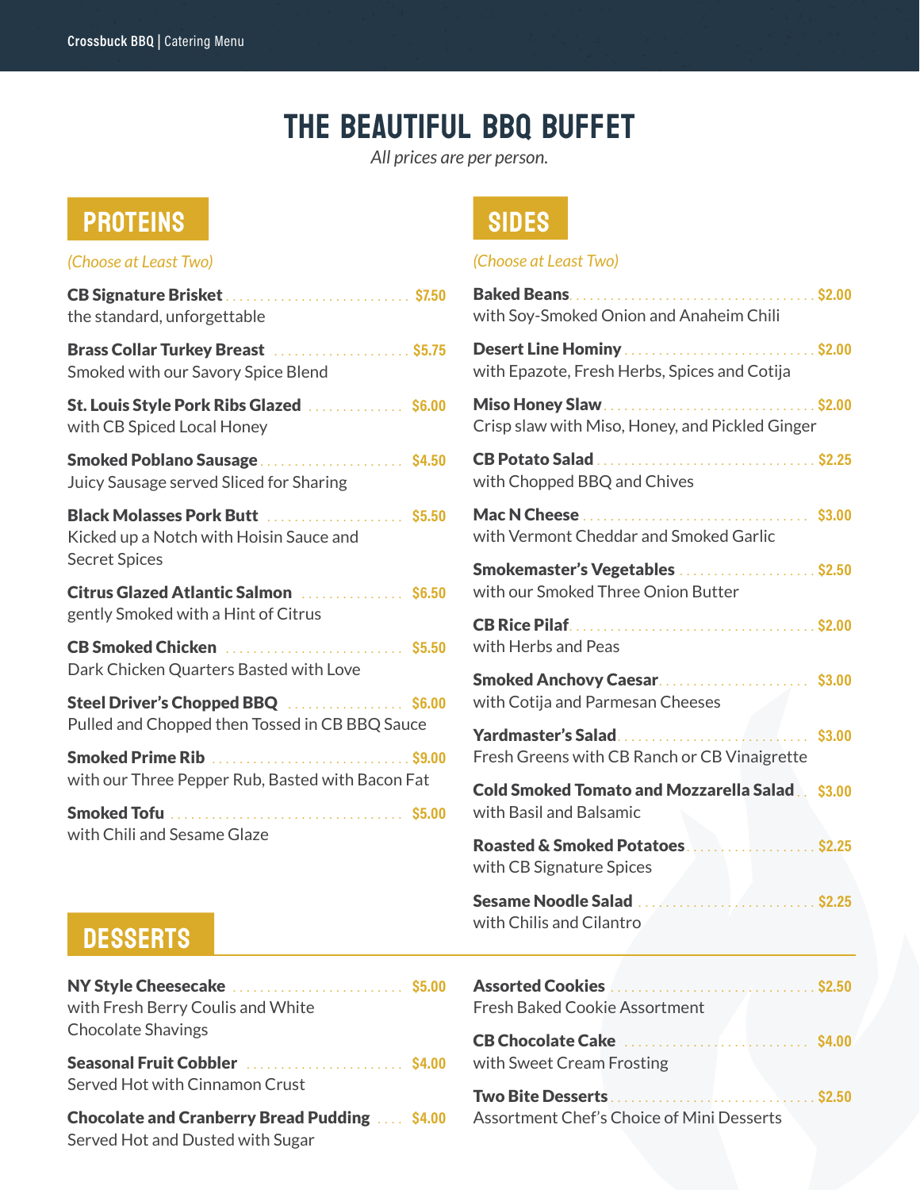# THE BEAUTIFUL BBQ BUFFET

*All prices are per person.*

## PROTEINS

*(Choose at Least Two)*

**CB Signature Brisket** ........ $7.50
the standard, unforgettable

**Brass Collar Turkey Breast** ........ $5.75
Smoked with our Savory Spice Blend

**St. Louis Style Pork Ribs Glazed** ........ $6.00
with CB Spiced Local Honey

**Smoked Poblano Sausage** ........ $4.50
Juicy Sausage served Sliced for Sharing

**Black Molasses Pork Butt** ........ $5.50
Kicked up a Notch with Hoisin Sauce and Secret Spices

**Citrus Glazed Atlantic Salmon** ........ $6.50
gently Smoked with a Hint of Citrus

**CB Smoked Chicken** ........ $5.50
Dark Chicken Quarters Basted with Love

**Steel Driver's Chopped BBQ** ........ $6.00
Pulled and Chopped then Tossed in CB BBQ Sauce

**Smoked Prime Rib** ........ $9.00
with our Three Pepper Rub, Basted with Bacon Fat

**Smoked Tofu** ........ $5.00
with Chili and Sesame Glaze

## SIDES

*(Choose at Least Two)*

**Baked Beans** ........ $2.00
with Soy-Smoked Onion and Anaheim Chili

**Desert Line Hominy** ........ $2.00
with Epazote, Fresh Herbs, Spices and Cotija

**Miso Honey Slaw** ........ $2.00
Crisp slaw with Miso, Honey, and Pickled Ginger

**CB Potato Salad** ........ $2.25
with Chopped BBQ and Chives

**Mac N Cheese** ........ $3.00
with Vermont Cheddar and Smoked Garlic

**Smokemaster's Vegetables** ........ $2.50
with our Smoked Three Onion Butter

**CB Rice Pilaf** ........ $2.00
with Herbs and Peas

**Smoked Anchovy Caesar** ........ $3.00
with Cotija and Parmesan Cheeses

**Yardmaster's Salad** ........ $3.00
Fresh Greens with CB Ranch or CB Vinaigrette

**Cold Smoked Tomato and Mozzarella Salad** ........ $3.00
with Basil and Balsamic

**Roasted & Smoked Potatoes** ........ $2.25
with CB Signature Spices

**Sesame Noodle Salad** ........ $2.25
with Chilis and Cilantro

## DESSERTS

**NY Style Cheesecake** ........ $5.00
with Fresh Berry Coulis and White Chocolate Shavings

**Seasonal Fruit Cobbler** ........ $4.00
Served Hot with Cinnamon Crust

**Chocolate and Cranberry Bread Pudding** ........ $4.00
Served Hot and Dusted with Sugar

**Assorted Cookies** ........ $2.50
Fresh Baked Cookie Assortment

**CB Chocolate Cake** ........ $4.00
with Sweet Cream Frosting

**Two Bite Desserts** ........ $2.50
Assortment Chef's Choice of Mini Desserts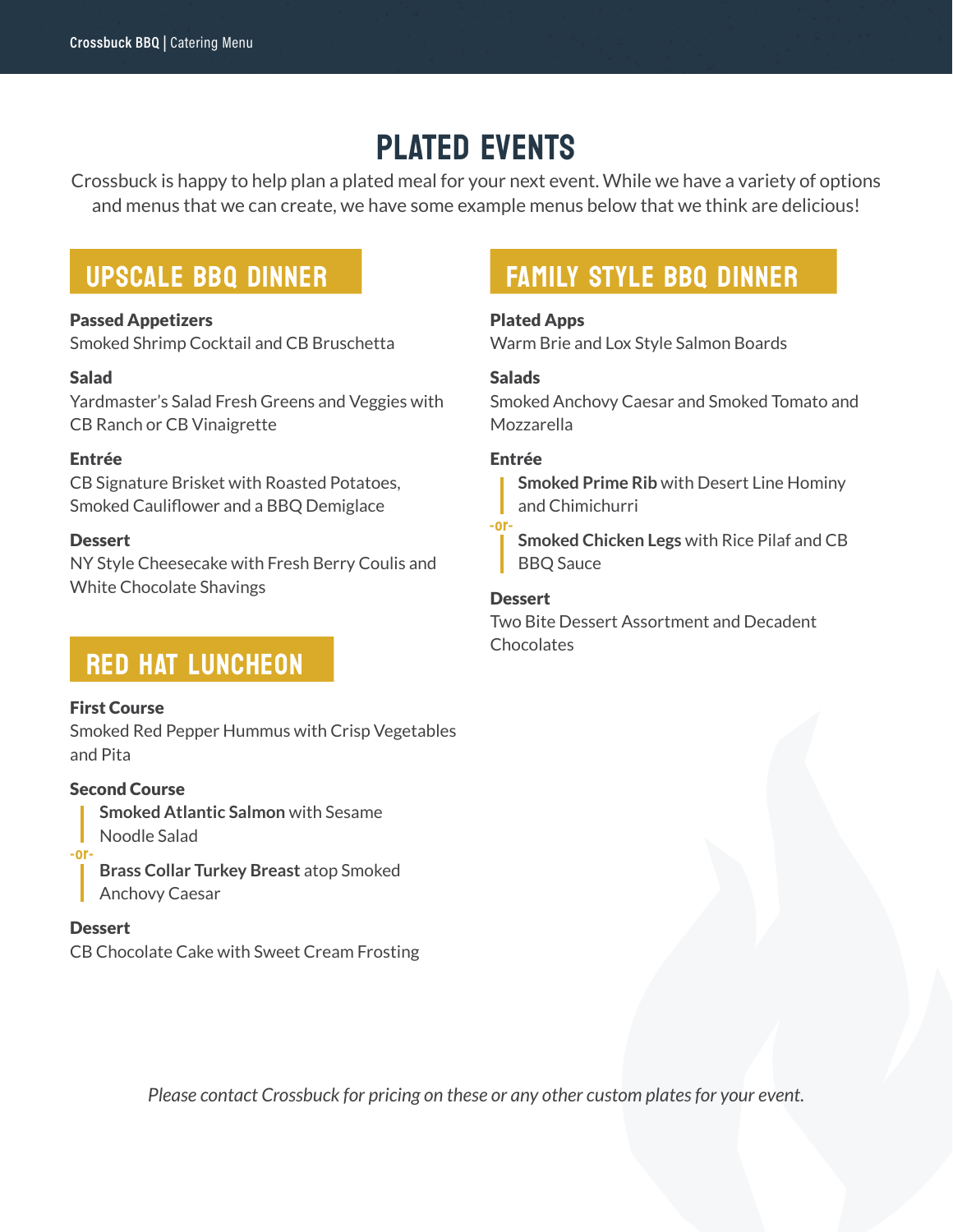# PLATED EVENTS

Crossbuck is happy to help plan a plated meal for your next event. While we have a variety of options and menus that we can create, we have some example menus below that we think are delicious!

## UPSCALE BBQ DINNER

**Passed Appetizers**
Smoked Shrimp Cocktail and CB Bruschetta

**Salad**
Yardmaster's Salad Fresh Greens and Veggies with CB Ranch or CB Vinaigrette

**Entrée**
CB Signature Brisket with Roasted Potatoes, Smoked Cauliflower and a BBQ Demiglace

**Dessert**
NY Style Cheesecake with Fresh Berry Coulis and White Chocolate Shavings

## RED HAT LUNCHEON

**First Course**
Smoked Red Pepper Hummus with Crisp Vegetables and Pita

**Second Course**

**Smoked Atlantic Salmon** with Sesame Noodle Salad

-or-

**Brass Collar Turkey Breast** atop Smoked Anchovy Caesar

**Dessert**
CB Chocolate Cake with Sweet Cream Frosting

## FAMILY STYLE BBQ DINNER

**Plated Apps**
Warm Brie and Lox Style Salmon Boards

**Salads**
Smoked Anchovy Caesar and Smoked Tomato and Mozzarella

**Entrée**

**Smoked Prime Rib** with Desert Line Hominy and Chimichurri

-or-

**Smoked Chicken Legs** with Rice Pilaf and CB BBQ Sauce

**Dessert**
Two Bite Dessert Assortment and Decadent Chocolates

*Please contact Crossbuck for pricing on these or any other custom plates for your event.*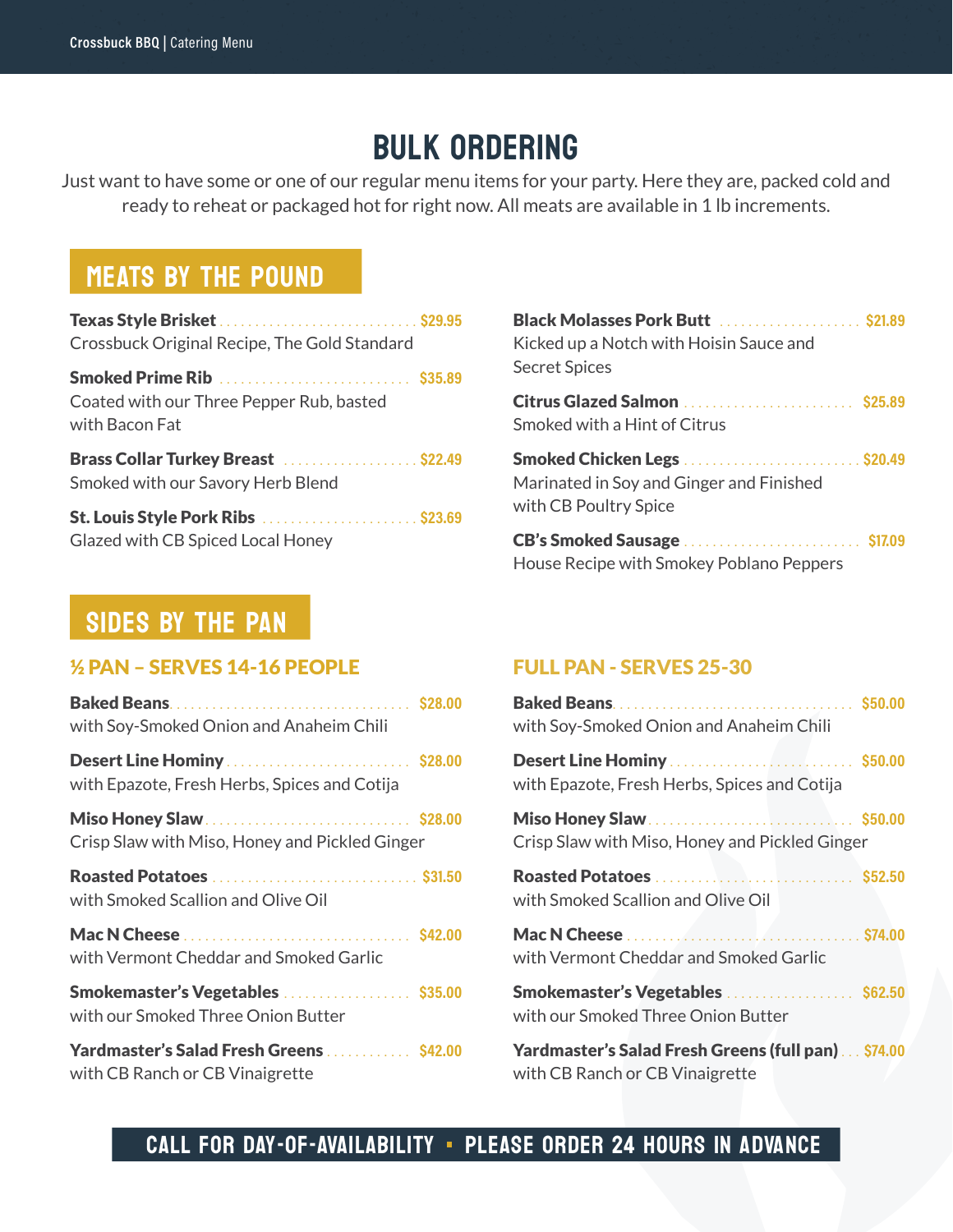# BULK ORDERING

Just want to have some or one of our regular menu items for your party. Here they are, packed cold and ready to reheat or packaged hot for right now. All meats are available in 1 lb increments.

## MEATS BY THE POUND

**Texas Style Brisket** ........ $29.95
Crossbuck Original Recipe, The Gold Standard

**Smoked Prime Rib** ........ $35.89
Coated with our Three Pepper Rub, basted with Bacon Fat

**Brass Collar Turkey Breast** ........ $22.49
Smoked with our Savory Herb Blend

**St. Louis Style Pork Ribs** ........ $23.69
Glazed with CB Spiced Local Honey

**Black Molasses Pork Butt** ........ $21.89
Kicked up a Notch with Hoisin Sauce and Secret Spices

**Citrus Glazed Salmon** ........ $25.89
Smoked with a Hint of Citrus

**Smoked Chicken Legs** ........ $20.49
Marinated in Soy and Ginger and Finished with CB Poultry Spice

**CB's Smoked Sausage** ........ $17.09
House Recipe with Smokey Poblano Peppers

## SIDES BY THE PAN

### ½ PAN – SERVES 14-16 PEOPLE

**Baked Beans** ........ $28.00
with Soy-Smoked Onion and Anaheim Chili

**Desert Line Hominy** ........ $28.00
with Epazote, Fresh Herbs, Spices and Cotija

**Miso Honey Slaw** ........ $28.00
Crisp Slaw with Miso, Honey and Pickled Ginger

**Roasted Potatoes** ........ $31.50
with Smoked Scallion and Olive Oil

**Mac N Cheese** ........ $42.00
with Vermont Cheddar and Smoked Garlic

**Smokemaster's Vegetables** ........ $35.00
with our Smoked Three Onion Butter

**Yardmaster's Salad Fresh Greens** ........ $42.00
with CB Ranch or CB Vinaigrette

### FULL PAN - SERVES 25-30

**Baked Beans** ........ $50.00
with Soy-Smoked Onion and Anaheim Chili

**Desert Line Hominy** ........ $50.00
with Epazote, Fresh Herbs, Spices and Cotija

**Miso Honey Slaw** ........ $50.00
Crisp Slaw with Miso, Honey and Pickled Ginger

**Roasted Potatoes** ........ $52.50
with Smoked Scallion and Olive Oil

**Mac N Cheese** ........ $74.00
with Vermont Cheddar and Smoked Garlic

**Smokemaster's Vegetables** ........ $62.50
with our Smoked Three Onion Butter

**Yardmaster's Salad Fresh Greens (full pan)** ........ $74.00
with CB Ranch or CB Vinaigrette

**CALL FOR DAY-OF-AVAILABILITY ▪ PLEASE ORDER 24 HOURS IN ADVANCE**